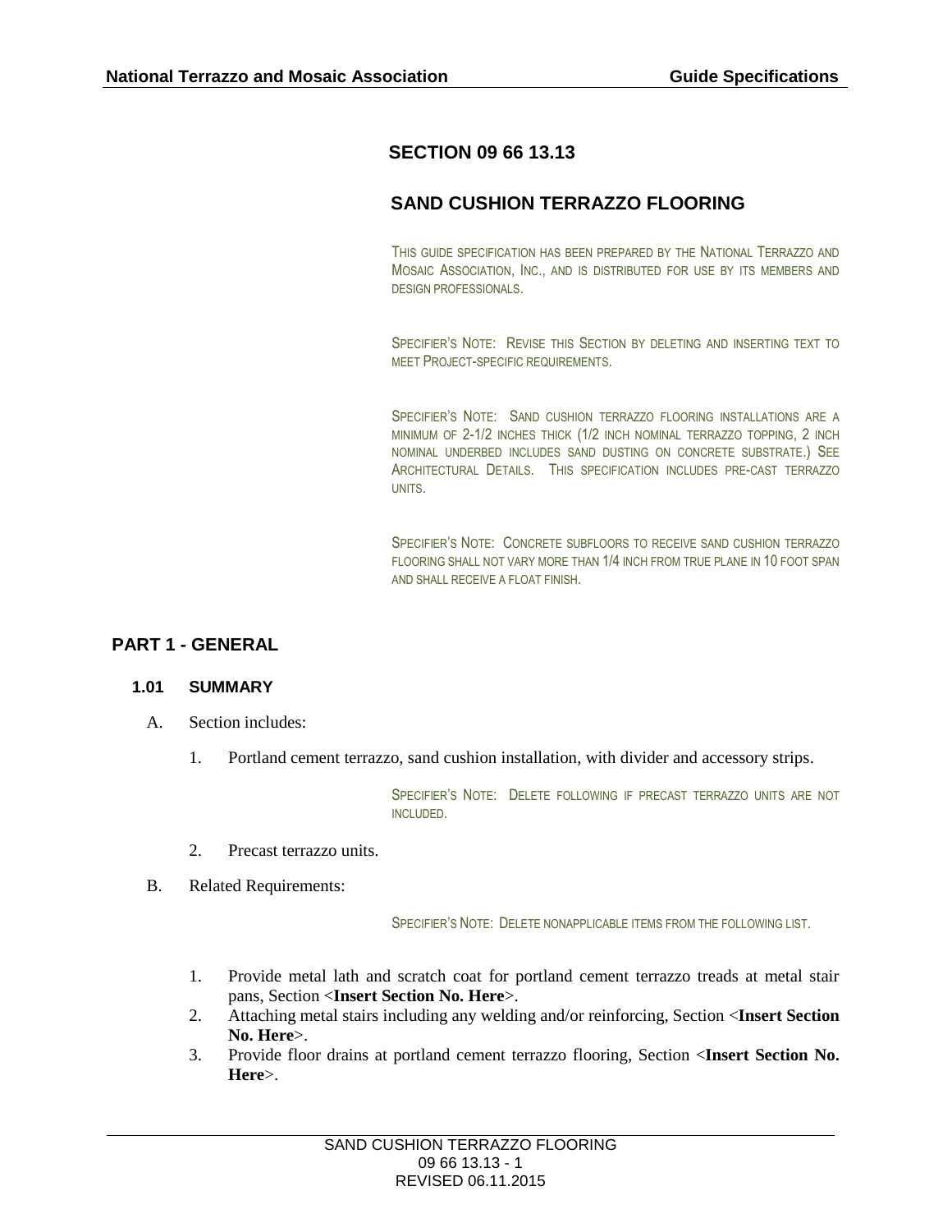# SECTION 09 66 13.13

# SAND CUSHION TERRAZZO FLOORING

THIS GUIDE SPECIFICATION HAS BEEN PREPARED BY THE NATIONAL TERRAZZO AND MOSAIC ASSOCIATION, INC., AND IS DISTRIBUTED FOR USE BY ITS MEMBERS AND DESIGN PROFESSIONALS.

SPECIFIER'S NOTE: REVISE THIS SECTION BY DELETING AND INSERTING TEXT TO MEET PROJECT-SPECIFIC REQUIREMENTS.

SPECIFIER'S NOTE: SAND CUSHION TERRAZZO FLOORING INSTALLATIONS ARE A MINIMUM OF 2-1/2 INCHES THICK (1/2 INCH NOMINAL TERRAZZO TOPPING, 2 INCH NOMINAL UNDERBED INCLUDES SAND DUSTING ON CONCRETE SUBSTRATE.) SEE ARCHITECTURAL DETAILS. THIS SPECIFICATION INCLUDES PRE-CAST TERRAZZO UNITS.

SPECIFIER'S NOTE: CONCRETE SUBFLOORS TO RECEIVE SAND CUSHION TERRAZZO FLOORING SHALL NOT VARY MORE THAN 1/4 INCH FROM TRUE PLANE IN 10 FOOT SPAN AND SHALL RECEIVE A FLOAT FINISH.

## PART 1 - GENERAL

### 1.01 SUMMARY

A. Section includes:

1. Portland cement terrazzo, sand cushion installation, with divider and accessory strips.

   SPECIFIER'S NOTE: DELETE FOLLOWING IF PRECAST TERRAZZO UNITS ARE NOT INCLUDED.

2. Precast terrazzo units.

B. Related Requirements:

   SPECIFIER'S NOTE: DELETE NONAPPLICABLE ITEMS FROM THE FOLLOWING LIST.

1. Provide metal lath and scratch coat for portland cement terrazzo treads at metal stair pans, Section <**Insert Section No. Here**>.
2. Attaching metal stairs including any welding and/or reinforcing, Section <**Insert Section No. Here**>.
3. Provide floor drains at portland cement terrazzo flooring, Section <**Insert Section No. Here**>.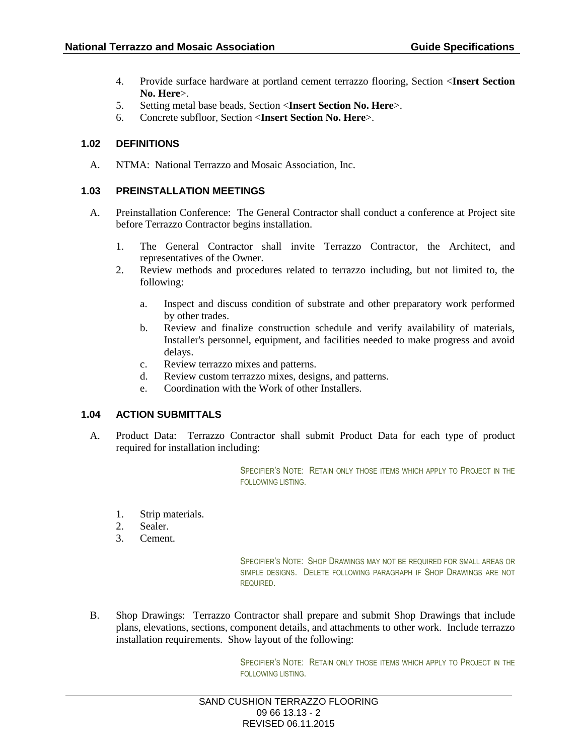4. Provide surface hardware at portland cement terrazzo flooring, Section <**Insert Section No. Here**>.
5. Setting metal base beads, Section <**Insert Section No. Here**>.
6. Concrete subfloor, Section <**Insert Section No. Here**>.

### 1.02 DEFINITIONS

A. NTMA: National Terrazzo and Mosaic Association, Inc.

### 1.03 PREINSTALLATION MEETINGS

A. Preinstallation Conference: The General Contractor shall conduct a conference at Project site before Terrazzo Contractor begins installation.

1. The General Contractor shall invite Terrazzo Contractor, the Architect, and representatives of the Owner.
2. Review methods and procedures related to terrazzo including, but not limited to, the following:

    a. Inspect and discuss condition of substrate and other preparatory work performed by other trades.
    b. Review and finalize construction schedule and verify availability of materials, Installer's personnel, equipment, and facilities needed to make progress and avoid delays.
    c. Review terrazzo mixes and patterns.
    d. Review custom terrazzo mixes, designs, and patterns.
    e. Coordination with the Work of other Installers.

### 1.04 ACTION SUBMITTALS

A. Product Data: Terrazzo Contractor shall submit Product Data for each type of product required for installation including:

SPECIFIER'S NOTE: RETAIN ONLY THOSE ITEMS WHICH APPLY TO PROJECT IN THE FOLLOWING LISTING.

1. Strip materials.
2. Sealer.
3. Cement.

SPECIFIER'S NOTE: SHOP DRAWINGS MAY NOT BE REQUIRED FOR SMALL AREAS OR SIMPLE DESIGNS. DELETE FOLLOWING PARAGRAPH IF SHOP DRAWINGS ARE NOT REQUIRED.

B. Shop Drawings: Terrazzo Contractor shall prepare and submit Shop Drawings that include plans, elevations, sections, component details, and attachments to other work. Include terrazzo installation requirements. Show layout of the following:

SPECIFIER'S NOTE: RETAIN ONLY THOSE ITEMS WHICH APPLY TO PROJECT IN THE FOLLOWING LISTING.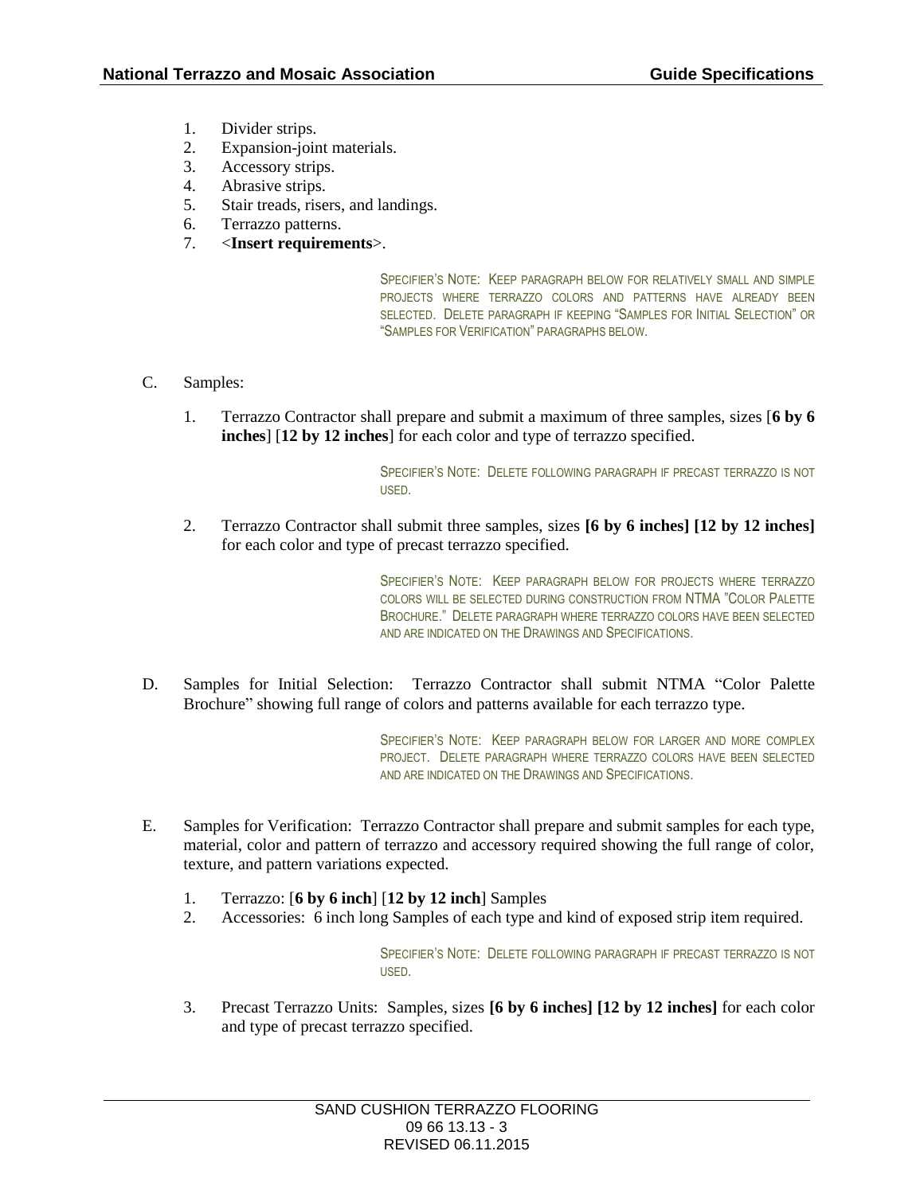1. Divider strips.
2. Expansion-joint materials.
3. Accessory strips.
4. Abrasive strips.
5. Stair treads, risers, and landings.
6. Terrazzo patterns.
7. <**Insert requirements**>.

SPECIFIER'S NOTE: KEEP PARAGRAPH BELOW FOR RELATIVELY SMALL AND SIMPLE PROJECTS WHERE TERRAZZO COLORS AND PATTERNS HAVE ALREADY BEEN SELECTED. DELETE PARAGRAPH IF KEEPING "SAMPLES FOR INITIAL SELECTION" OR "SAMPLES FOR VERIFICATION" PARAGRAPHS BELOW.

C. Samples:

1. Terrazzo Contractor shall prepare and submit a maximum of three samples, sizes [**6 by 6 inches**] [**12 by 12 inches**] for each color and type of terrazzo specified.

SPECIFIER'S NOTE: DELETE FOLLOWING PARAGRAPH IF PRECAST TERRAZZO IS NOT USED.

2. Terrazzo Contractor shall submit three samples, sizes **[6 by 6 inches] [12 by 12 inches]** for each color and type of precast terrazzo specified.

SPECIFIER'S NOTE: KEEP PARAGRAPH BELOW FOR PROJECTS WHERE TERRAZZO COLORS WILL BE SELECTED DURING CONSTRUCTION FROM NTMA "COLOR PALETTE BROCHURE." DELETE PARAGRAPH WHERE TERRAZZO COLORS HAVE BEEN SELECTED AND ARE INDICATED ON THE DRAWINGS AND SPECIFICATIONS.

D. Samples for Initial Selection: Terrazzo Contractor shall submit NTMA "Color Palette Brochure" showing full range of colors and patterns available for each terrazzo type.

SPECIFIER'S NOTE: KEEP PARAGRAPH BELOW FOR LARGER AND MORE COMPLEX PROJECT. DELETE PARAGRAPH WHERE TERRAZZO COLORS HAVE BEEN SELECTED AND ARE INDICATED ON THE DRAWINGS AND SPECIFICATIONS.

E. Samples for Verification: Terrazzo Contractor shall prepare and submit samples for each type, material, color and pattern of terrazzo and accessory required showing the full range of color, texture, and pattern variations expected.

1. Terrazzo: [**6 by 6 inch**] [**12 by 12 inch**] Samples
2. Accessories: 6 inch long Samples of each type and kind of exposed strip item required.

SPECIFIER'S NOTE: DELETE FOLLOWING PARAGRAPH IF PRECAST TERRAZZO IS NOT USED.

3. Precast Terrazzo Units: Samples, sizes **[6 by 6 inches] [12 by 12 inches]** for each color and type of precast terrazzo specified.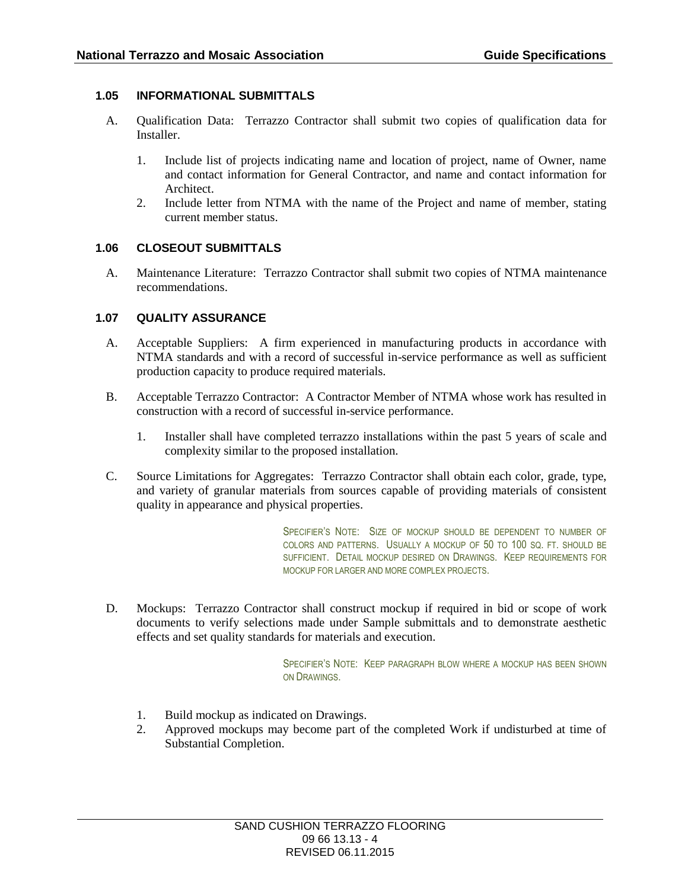### 1.05 INFORMATIONAL SUBMITTALS

A. Qualification Data: Terrazzo Contractor shall submit two copies of qualification data for Installer.

1. Include list of projects indicating name and location of project, name of Owner, name and contact information for General Contractor, and name and contact information for Architect.
2. Include letter from NTMA with the name of the Project and name of member, stating current member status.

### 1.06 CLOSEOUT SUBMITTALS

A. Maintenance Literature: Terrazzo Contractor shall submit two copies of NTMA maintenance recommendations.

### 1.07 QUALITY ASSURANCE

A. Acceptable Suppliers: A firm experienced in manufacturing products in accordance with NTMA standards and with a record of successful in-service performance as well as sufficient production capacity to produce required materials.

B. Acceptable Terrazzo Contractor: A Contractor Member of NTMA whose work has resulted in construction with a record of successful in-service performance.

1. Installer shall have completed terrazzo installations within the past 5 years of scale and complexity similar to the proposed installation.

C. Source Limitations for Aggregates: Terrazzo Contractor shall obtain each color, grade, type, and variety of granular materials from sources capable of providing materials of consistent quality in appearance and physical properties.

SPECIFIER'S NOTE: SIZE OF MOCKUP SHOULD BE DEPENDENT TO NUMBER OF COLORS AND PATTERNS. USUALLY A MOCKUP OF 50 TO 100 SQ. FT. SHOULD BE SUFFICIENT. DETAIL MOCKUP DESIRED ON DRAWINGS. KEEP REQUIREMENTS FOR MOCKUP FOR LARGER AND MORE COMPLEX PROJECTS.

D. Mockups: Terrazzo Contractor shall construct mockup if required in bid or scope of work documents to verify selections made under Sample submittals and to demonstrate aesthetic effects and set quality standards for materials and execution.

SPECIFIER'S NOTE: KEEP PARAGRAPH BLOW WHERE A MOCKUP HAS BEEN SHOWN ON DRAWINGS.

1. Build mockup as indicated on Drawings.
2. Approved mockups may become part of the completed Work if undisturbed at time of Substantial Completion.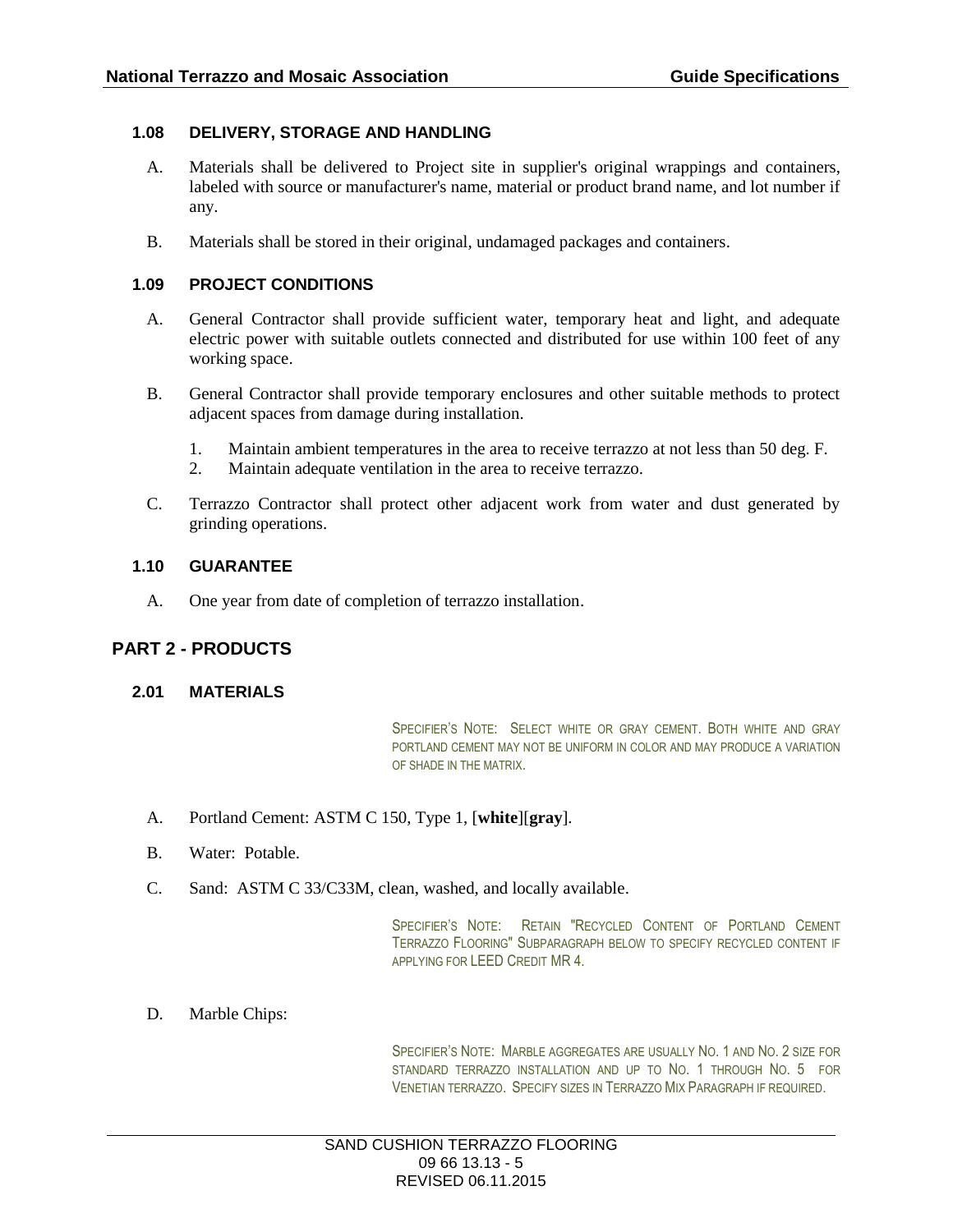### 1.08 DELIVERY, STORAGE AND HANDLING

A. Materials shall be delivered to Project site in supplier's original wrappings and containers, labeled with source or manufacturer's name, material or product brand name, and lot number if any.

B. Materials shall be stored in their original, undamaged packages and containers.

### 1.09 PROJECT CONDITIONS

A. General Contractor shall provide sufficient water, temporary heat and light, and adequate electric power with suitable outlets connected and distributed for use within 100 feet of any working space.

B. General Contractor shall provide temporary enclosures and other suitable methods to protect adjacent spaces from damage during installation.

1. Maintain ambient temperatures in the area to receive terrazzo at not less than 50 deg. F.
2. Maintain adequate ventilation in the area to receive terrazzo.

C. Terrazzo Contractor shall protect other adjacent work from water and dust generated by grinding operations.

### 1.10 GUARANTEE

A. One year from date of completion of terrazzo installation.

## PART 2 - PRODUCTS

### 2.01 MATERIALS

SPECIFIER'S NOTE: SELECT WHITE OR GRAY CEMENT. BOTH WHITE AND GRAY PORTLAND CEMENT MAY NOT BE UNIFORM IN COLOR AND MAY PRODUCE A VARIATION OF SHADE IN THE MATRIX.

A. Portland Cement: ASTM C 150, Type 1, [**white**][**gray**].

B. Water: Potable.

C. Sand: ASTM C 33/C33M, clean, washed, and locally available.

SPECIFIER'S NOTE: RETAIN "RECYCLED CONTENT OF PORTLAND CEMENT TERRAZZO FLOORING" SUBPARAGRAPH BELOW TO SPECIFY RECYCLED CONTENT IF APPLYING FOR LEED CREDIT MR 4.

D. Marble Chips:

SPECIFIER'S NOTE: MARBLE AGGREGATES ARE USUALLY NO. 1 AND NO. 2 SIZE FOR STANDARD TERRAZZO INSTALLATION AND UP TO NO. 1 THROUGH NO. 5 FOR VENETIAN TERRAZZO. SPECIFY SIZES IN TERRAZZO MIX PARAGRAPH IF REQUIRED.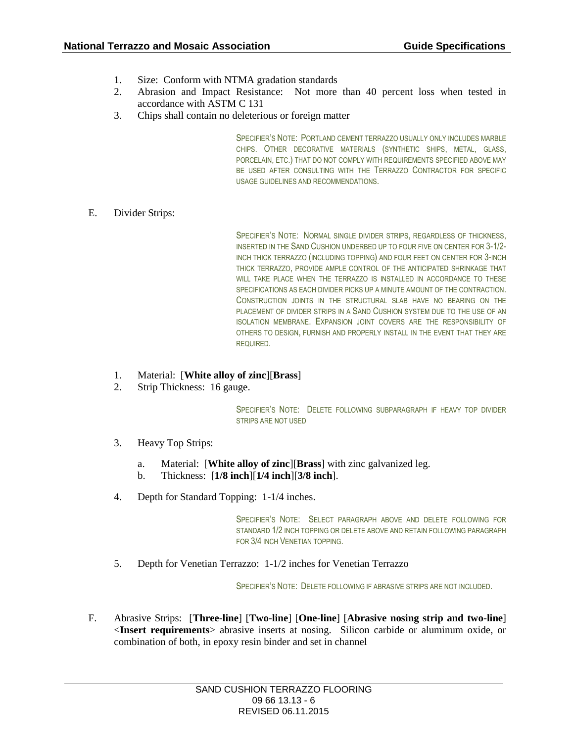1. Size: Conform with NTMA gradation standards
2. Abrasion and Impact Resistance: Not more than 40 percent loss when tested in accordance with ASTM C 131
3. Chips shall contain no deleterious or foreign matter

SPECIFIER'S NOTE: PORTLAND CEMENT TERRAZZO USUALLY ONLY INCLUDES MARBLE CHIPS. OTHER DECORATIVE MATERIALS (SYNTHETIC SHIPS, METAL, GLASS, PORCELAIN, ETC.) THAT DO NOT COMPLY WITH REQUIREMENTS SPECIFIED ABOVE MAY BE USED AFTER CONSULTING WITH THE TERRAZZO CONTRACTOR FOR SPECIFIC USAGE GUIDELINES AND RECOMMENDATIONS.

E. Divider Strips:

SPECIFIER'S NOTE: NORMAL SINGLE DIVIDER STRIPS, REGARDLESS OF THICKNESS, INSERTED IN THE SAND CUSHION UNDERBED UP TO FOUR FIVE ON CENTER FOR 3-1/2-INCH THICK TERRAZZO (INCLUDING TOPPING) AND FOUR FEET ON CENTER FOR 3-INCH THICK TERRAZZO, PROVIDE AMPLE CONTROL OF THE ANTICIPATED SHRINKAGE THAT WILL TAKE PLACE WHEN THE TERRAZZO IS INSTALLED IN ACCORDANCE TO THESE SPECIFICATIONS AS EACH DIVIDER PICKS UP A MINUTE AMOUNT OF THE CONTRACTION. CONSTRUCTION JOINTS IN THE STRUCTURAL SLAB HAVE NO BEARING ON THE PLACEMENT OF DIVIDER STRIPS IN A SAND CUSHION SYSTEM DUE TO THE USE OF AN ISOLATION MEMBRANE. EXPANSION JOINT COVERS ARE THE RESPONSIBILITY OF OTHERS TO DESIGN, FURNISH AND PROPERLY INSTALL IN THE EVENT THAT THEY ARE REQUIRED.

1. Material: [**White alloy of zinc**][**Brass**]
2. Strip Thickness: 16 gauge.

SPECIFIER'S NOTE: DELETE FOLLOWING SUBPARAGRAPH IF HEAVY TOP DIVIDER STRIPS ARE NOT USED

3. Heavy Top Strips:
   a. Material: [**White alloy of zinc**][**Brass**] with zinc galvanized leg.
   b. Thickness: [**1/8 inch**][**1/4 inch**][**3/8 inch**].
4. Depth for Standard Topping: 1-1/4 inches.

SPECIFIER'S NOTE: SELECT PARAGRAPH ABOVE AND DELETE FOLLOWING FOR STANDARD 1/2 INCH TOPPING OR DELETE ABOVE AND RETAIN FOLLOWING PARAGRAPH FOR 3/4 INCH VENETIAN TOPPING.

5. Depth for Venetian Terrazzo: 1-1/2 inches for Venetian Terrazzo

SPECIFIER'S NOTE: DELETE FOLLOWING IF ABRASIVE STRIPS ARE NOT INCLUDED.

F. Abrasive Strips: [**Three-line**] [**Two-line**] [**One-line**] [**Abrasive nosing strip and two-line**] <**Insert requirements**> abrasive inserts at nosing. Silicon carbide or aluminum oxide, or combination of both, in epoxy resin binder and set in channel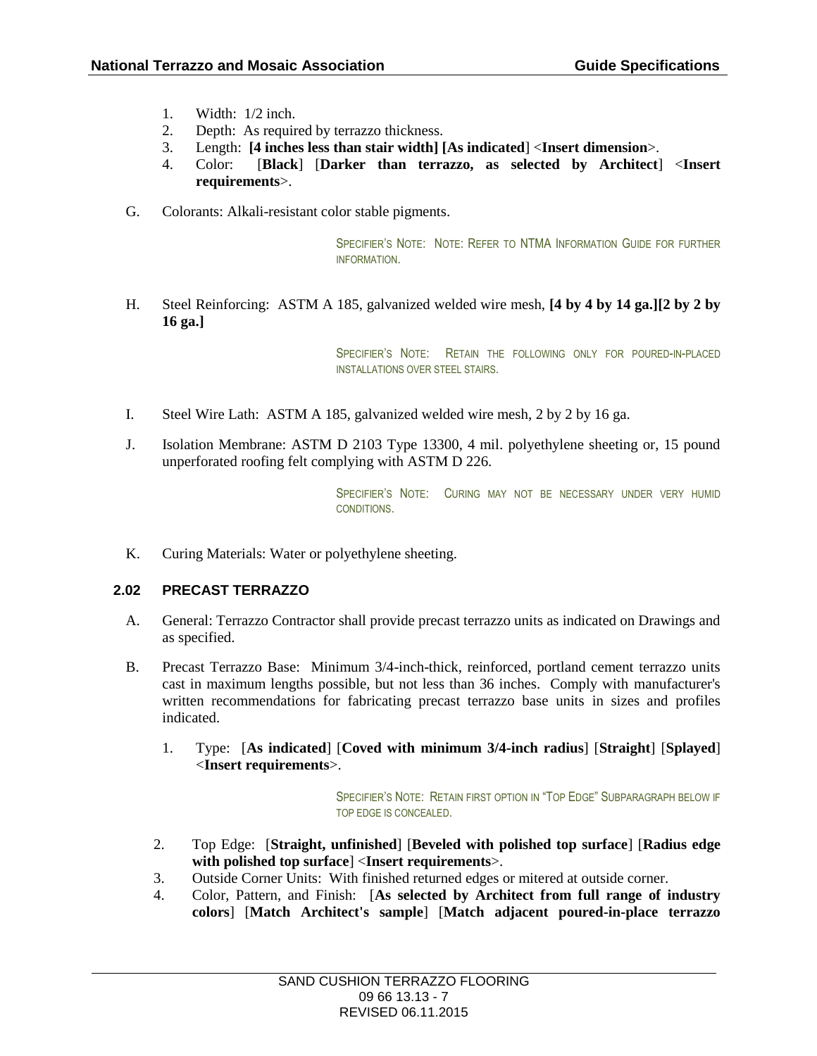1. Width: 1/2 inch.
2. Depth: As required by terrazzo thickness.
3. Length: **[4 inches less than stair width] [As indicated**] <**Insert dimension**>.
4. Color: [**Black**] [**Darker than terrazzo, as selected by Architect**] <**Insert requirements**>.

G. Colorants: Alkali-resistant color stable pigments.

SPECIFIER'S NOTE: NOTE: REFER TO NTMA INFORMATION GUIDE FOR FURTHER INFORMATION.

H. Steel Reinforcing: ASTM A 185, galvanized welded wire mesh, **[4 by 4 by 14 ga.][2 by 2 by 16 ga.]**

SPECIFIER'S NOTE: RETAIN THE FOLLOWING ONLY FOR POURED-IN-PLACED INSTALLATIONS OVER STEEL STAIRS.

I. Steel Wire Lath: ASTM A 185, galvanized welded wire mesh, 2 by 2 by 16 ga.

J. Isolation Membrane: ASTM D 2103 Type 13300, 4 mil. polyethylene sheeting or, 15 pound unperforated roofing felt complying with ASTM D 226.

SPECIFIER'S NOTE: CURING MAY NOT BE NECESSARY UNDER VERY HUMID CONDITIONS.

K. Curing Materials: Water or polyethylene sheeting.

### 2.02 PRECAST TERRAZZO

A. General: Terrazzo Contractor shall provide precast terrazzo units as indicated on Drawings and as specified.

B. Precast Terrazzo Base: Minimum 3/4-inch-thick, reinforced, portland cement terrazzo units cast in maximum lengths possible, but not less than 36 inches. Comply with manufacturer's written recommendations for fabricating precast terrazzo base units in sizes and profiles indicated.

1. Type: [**As indicated**] [**Coved with minimum 3/4-inch radius**] [**Straight**] [**Splayed**] <**Insert requirements**>.

SPECIFIER'S NOTE: RETAIN FIRST OPTION IN "TOP EDGE" SUBPARAGRAPH BELOW IF TOP EDGE IS CONCEALED.

2. Top Edge: [**Straight, unfinished**] [**Beveled with polished top surface**] [**Radius edge with polished top surface**] <**Insert requirements**>.
3. Outside Corner Units: With finished returned edges or mitered at outside corner.
4. Color, Pattern, and Finish: [**As selected by Architect from full range of industry colors**] [**Match Architect's sample**] [**Match adjacent poured-in-place terrazzo**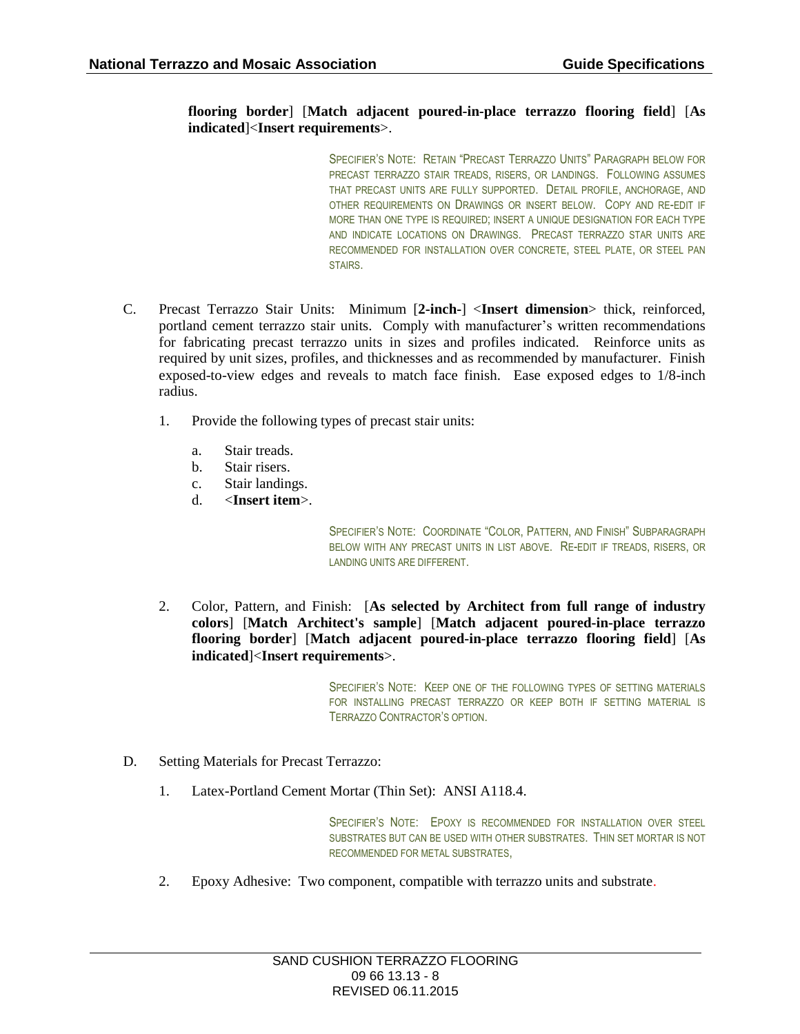**flooring border**] [**Match adjacent poured-in-place terrazzo flooring field**] [**As indicated**]<**Insert requirements**>.

SPECIFIER'S NOTE: RETAIN "PRECAST TERRAZZO UNITS" PARAGRAPH BELOW FOR PRECAST TERRAZZO STAIR TREADS, RISERS, OR LANDINGS. FOLLOWING ASSUMES THAT PRECAST UNITS ARE FULLY SUPPORTED. DETAIL PROFILE, ANCHORAGE, AND OTHER REQUIREMENTS ON DRAWINGS OR INSERT BELOW. COPY AND RE-EDIT IF MORE THAN ONE TYPE IS REQUIRED; INSERT A UNIQUE DESIGNATION FOR EACH TYPE AND INDICATE LOCATIONS ON DRAWINGS. PRECAST TERRAZZO STAR UNITS ARE RECOMMENDED FOR INSTALLATION OVER CONCRETE, STEEL PLATE, OR STEEL PAN STAIRS.

C. Precast Terrazzo Stair Units: Minimum [**2-inch-**] <**Insert dimension**> thick, reinforced, portland cement terrazzo stair units. Comply with manufacturer's written recommendations for fabricating precast terrazzo units in sizes and profiles indicated. Reinforce units as required by unit sizes, profiles, and thicknesses and as recommended by manufacturer. Finish exposed-to-view edges and reveals to match face finish. Ease exposed edges to 1/8-inch radius.

1. Provide the following types of precast stair units:

   a. Stair treads.
   b. Stair risers.
   c. Stair landings.
   d. <**Insert item**>.

SPECIFIER'S NOTE: COORDINATE "COLOR, PATTERN, AND FINISH" SUBPARAGRAPH BELOW WITH ANY PRECAST UNITS IN LIST ABOVE. RE-EDIT IF TREADS, RISERS, OR LANDING UNITS ARE DIFFERENT.

2. Color, Pattern, and Finish: [**As selected by Architect from full range of industry colors**] [**Match Architect's sample**] [**Match adjacent poured-in-place terrazzo flooring border**] [**Match adjacent poured-in-place terrazzo flooring field**] [**As indicated**]<**Insert requirements**>.

SPECIFIER'S NOTE: KEEP ONE OF THE FOLLOWING TYPES OF SETTING MATERIALS FOR INSTALLING PRECAST TERRAZZO OR KEEP BOTH IF SETTING MATERIAL IS TERRAZZO CONTRACTOR'S OPTION.

D. Setting Materials for Precast Terrazzo:

1. Latex-Portland Cement Mortar (Thin Set): ANSI A118.4.

SPECIFIER'S NOTE: EPOXY IS RECOMMENDED FOR INSTALLATION OVER STEEL SUBSTRATES BUT CAN BE USED WITH OTHER SUBSTRATES. THIN SET MORTAR IS NOT RECOMMENDED FOR METAL SUBSTRATES,

2. Epoxy Adhesive: Two component, compatible with terrazzo units and substrate.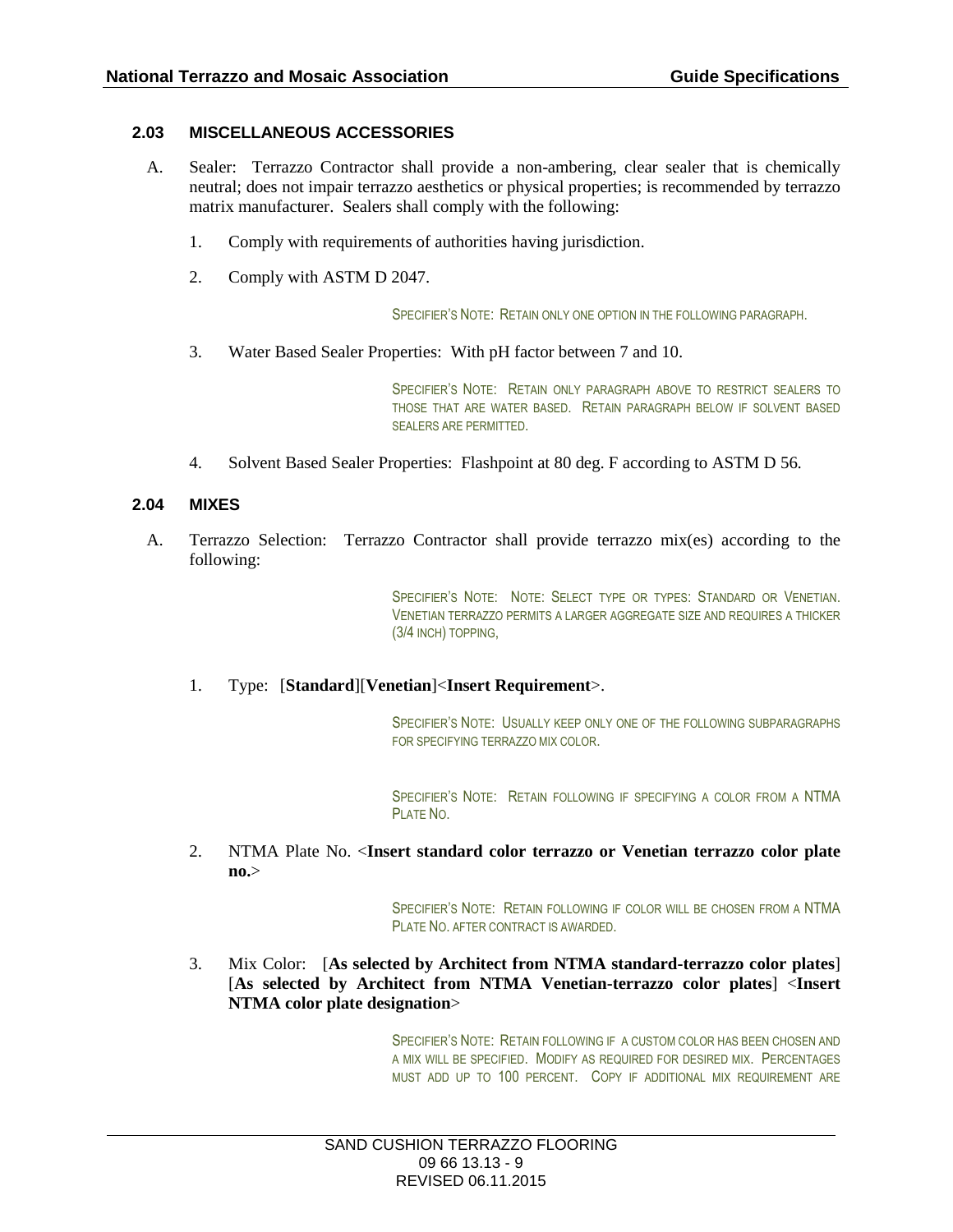### 2.03 MISCELLANEOUS ACCESSORIES

A. Sealer: Terrazzo Contractor shall provide a non-ambering, clear sealer that is chemically neutral; does not impair terrazzo aesthetics or physical properties; is recommended by terrazzo matrix manufacturer. Sealers shall comply with the following:

1. Comply with requirements of authorities having jurisdiction.

2. Comply with ASTM D 2047.

SPECIFIER'S NOTE: RETAIN ONLY ONE OPTION IN THE FOLLOWING PARAGRAPH.

3. Water Based Sealer Properties: With pH factor between 7 and 10.

SPECIFIER'S NOTE: RETAIN ONLY PARAGRAPH ABOVE TO RESTRICT SEALERS TO THOSE THAT ARE WATER BASED. RETAIN PARAGRAPH BELOW IF SOLVENT BASED SEALERS ARE PERMITTED.

4. Solvent Based Sealer Properties: Flashpoint at 80 deg. F according to ASTM D 56.

### 2.04 MIXES

A. Terrazzo Selection: Terrazzo Contractor shall provide terrazzo mix(es) according to the following:

SPECIFIER'S NOTE: NOTE: SELECT TYPE OR TYPES: STANDARD OR VENETIAN. VENETIAN TERRAZZO PERMITS A LARGER AGGREGATE SIZE AND REQUIRES A THICKER (3/4 INCH) TOPPING,

1. Type: [**Standard**][**Venetian**]<**Insert Requirement**>.

SPECIFIER'S NOTE: USUALLY KEEP ONLY ONE OF THE FOLLOWING SUBPARAGRAPHS FOR SPECIFYING TERRAZZO MIX COLOR.

SPECIFIER'S NOTE: RETAIN FOLLOWING IF SPECIFYING A COLOR FROM A NTMA PLATE NO.

2. NTMA Plate No. <**Insert standard color terrazzo or Venetian terrazzo color plate no.**>

SPECIFIER'S NOTE: RETAIN FOLLOWING IF COLOR WILL BE CHOSEN FROM A NTMA PLATE NO. AFTER CONTRACT IS AWARDED.

3. Mix Color: [**As selected by Architect from NTMA standard-terrazzo color plates**] [**As selected by Architect from NTMA Venetian-terrazzo color plates**] <**Insert NTMA color plate designation**>

SPECIFIER'S NOTE: RETAIN FOLLOWING IF A CUSTOM COLOR HAS BEEN CHOSEN AND A MIX WILL BE SPECIFIED. MODIFY AS REQUIRED FOR DESIRED MIX. PERCENTAGES MUST ADD UP TO 100 PERCENT. COPY IF ADDITIONAL MIX REQUIREMENT ARE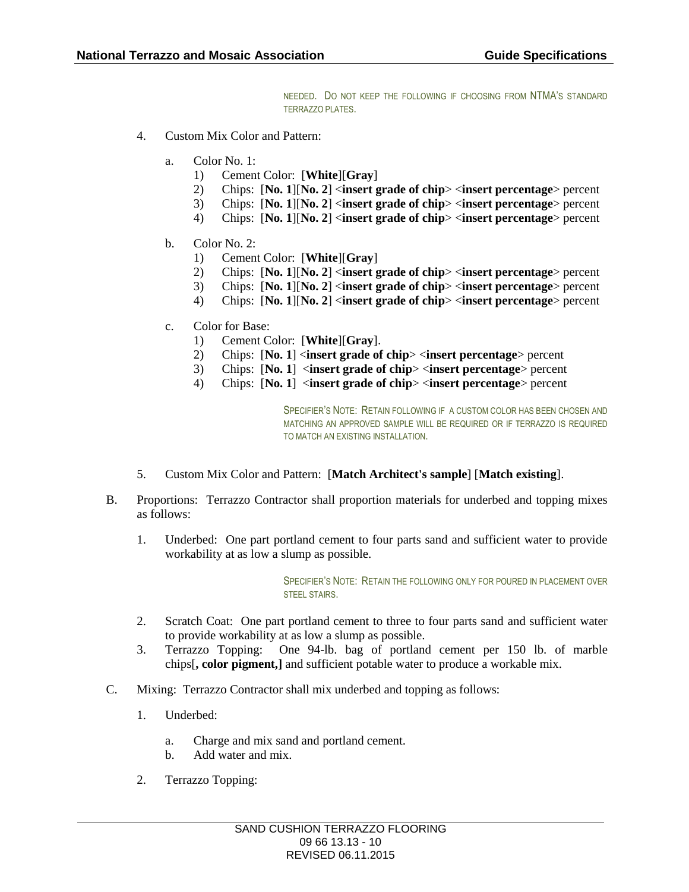NEEDED. DO NOT KEEP THE FOLLOWING IF CHOOSING FROM NTMA'S STANDARD TERRAZZO PLATES.

4. Custom Mix Color and Pattern:

   a. Color No. 1:
      1) Cement Color: [**White**][**Gray**]
      2) Chips: [**No. 1**][**No. 2**] <**insert grade of chip**> <**insert percentage**> percent
      3) Chips: [**No. 1**][**No. 2**] <**insert grade of chip**> <**insert percentage**> percent
      4) Chips: [**No. 1**][**No. 2**] <**insert grade of chip**> <**insert percentage**> percent

   b. Color No. 2:
      1) Cement Color: [**White**][**Gray**]
      2) Chips: [**No. 1**][**No. 2**] <**insert grade of chip**> <**insert percentage**> percent
      3) Chips: [**No. 1**][**No. 2**] <**insert grade of chip**> <**insert percentage**> percent
      4) Chips: [**No. 1**][**No. 2**] <**insert grade of chip**> <**insert percentage**> percent

   c. Color for Base:
      1) Cement Color: [**White**][**Gray**].
      2) Chips: [**No. 1**] <**insert grade of chip**> <**insert percentage**> percent
      3) Chips: [**No. 1**] <**insert grade of chip**> <**insert percentage**> percent
      4) Chips: [**No. 1**] <**insert grade of chip**> <**insert percentage**> percent

SPECIFIER'S NOTE: RETAIN FOLLOWING IF A CUSTOM COLOR HAS BEEN CHOSEN AND MATCHING AN APPROVED SAMPLE WILL BE REQUIRED OR IF TERRAZZO IS REQUIRED TO MATCH AN EXISTING INSTALLATION.

5. Custom Mix Color and Pattern: [**Match Architect's sample**] [**Match existing**].

B. Proportions: Terrazzo Contractor shall proportion materials for underbed and topping mixes as follows:

   1. Underbed: One part portland cement to four parts sand and sufficient water to provide workability at as low a slump as possible.

SPECIFIER'S NOTE: RETAIN THE FOLLOWING ONLY FOR POURED IN PLACEMENT OVER STEEL STAIRS.

   2. Scratch Coat: One part portland cement to three to four parts sand and sufficient water to provide workability at as low a slump as possible.
   3. Terrazzo Topping: One 94-lb. bag of portland cement per 150 lb. of marble chips[**, color pigment,**] and sufficient potable water to produce a workable mix.

C. Mixing: Terrazzo Contractor shall mix underbed and topping as follows:

   1. Underbed:

      a. Charge and mix sand and portland cement.
      b. Add water and mix.

   2. Terrazzo Topping: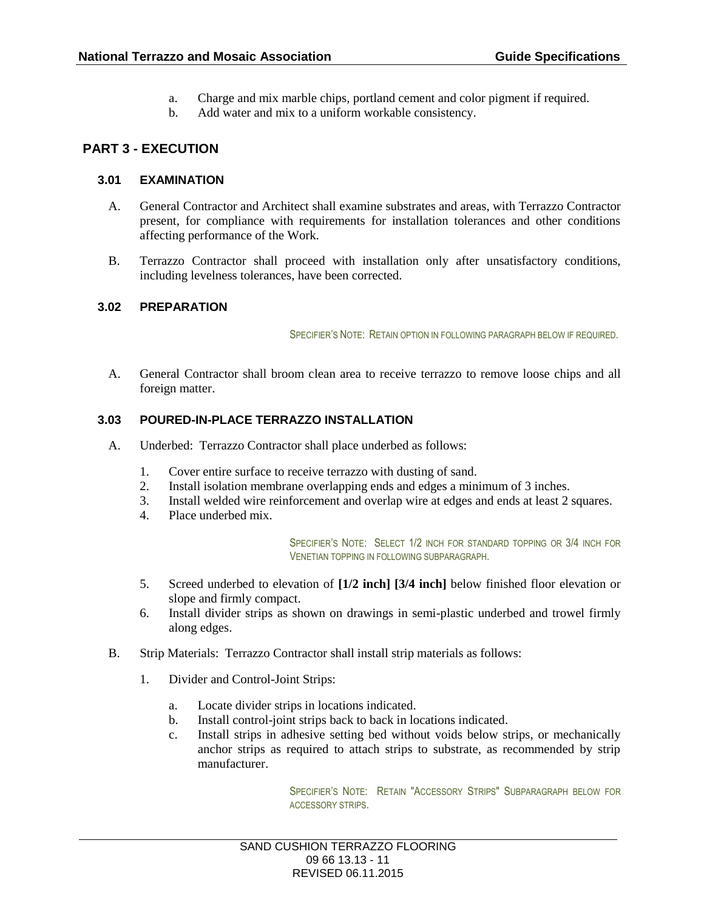a. Charge and mix marble chips, portland cement and color pigment if required.
b. Add water and mix to a uniform workable consistency.

## PART 3 - EXECUTION

### 3.01 EXAMINATION

A. General Contractor and Architect shall examine substrates and areas, with Terrazzo Contractor present, for compliance with requirements for installation tolerances and other conditions affecting performance of the Work.

B. Terrazzo Contractor shall proceed with installation only after unsatisfactory conditions, including levelness tolerances, have been corrected.

### 3.02 PREPARATION

SPECIFIER'S NOTE: RETAIN OPTION IN FOLLOWING PARAGRAPH BELOW IF REQUIRED.

A. General Contractor shall broom clean area to receive terrazzo to remove loose chips and all foreign matter.

### 3.03 POURED-IN-PLACE TERRAZZO INSTALLATION

A. Underbed: Terrazzo Contractor shall place underbed as follows:

1. Cover entire surface to receive terrazzo with dusting of sand.
2. Install isolation membrane overlapping ends and edges a minimum of 3 inches.
3. Install welded wire reinforcement and overlap wire at edges and ends at least 2 squares.
4. Place underbed mix.

SPECIFIER'S NOTE: SELECT 1/2 INCH FOR STANDARD TOPPING OR 3/4 INCH FOR VENETIAN TOPPING IN FOLLOWING SUBPARAGRAPH.

5. Screed underbed to elevation of **[1/2 inch] [3/4 inch]** below finished floor elevation or slope and firmly compact.
6. Install divider strips as shown on drawings in semi-plastic underbed and trowel firmly along edges.

B. Strip Materials: Terrazzo Contractor shall install strip materials as follows:

1. Divider and Control-Joint Strips:

   a. Locate divider strips in locations indicated.
   b. Install control-joint strips back to back in locations indicated.
   c. Install strips in adhesive setting bed without voids below strips, or mechanically anchor strips as required to attach strips to substrate, as recommended by strip manufacturer.

SPECIFIER'S NOTE: RETAIN "ACCESSORY STRIPS" SUBPARAGRAPH BELOW FOR ACCESSORY STRIPS.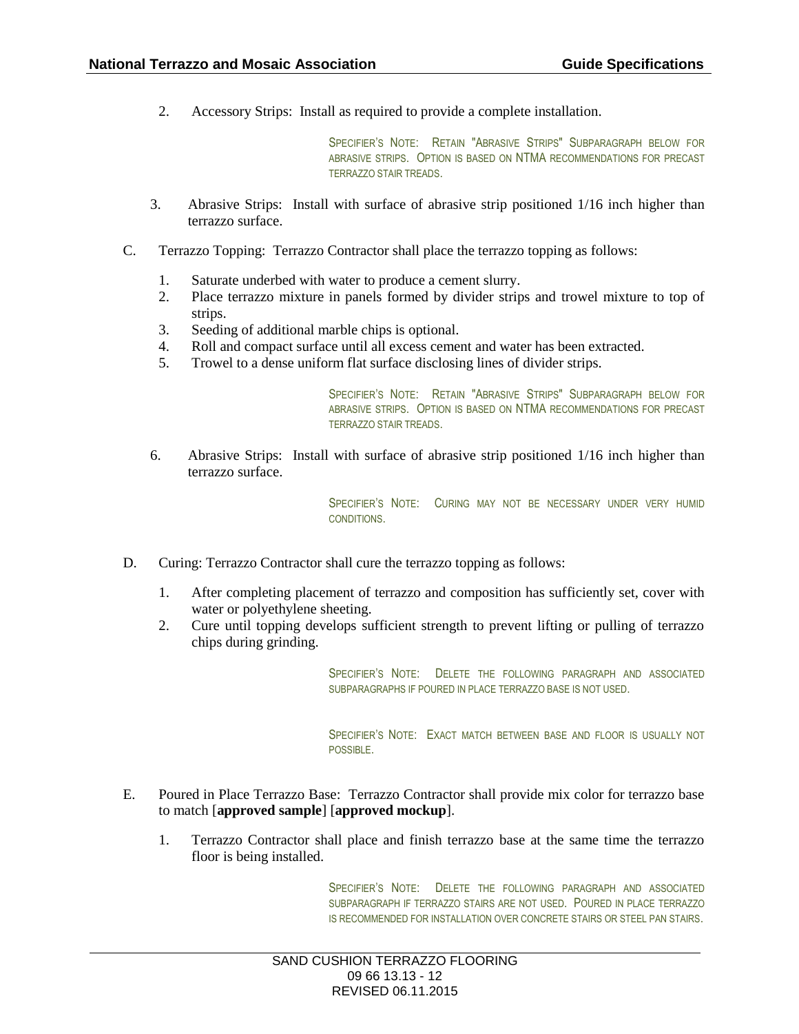2. Accessory Strips: Install as required to provide a complete installation.

SPECIFIER'S NOTE: RETAIN "ABRASIVE STRIPS" SUBPARAGRAPH BELOW FOR ABRASIVE STRIPS. OPTION IS BASED ON NTMA RECOMMENDATIONS FOR PRECAST TERRAZZO STAIR TREADS.

3. Abrasive Strips: Install with surface of abrasive strip positioned 1/16 inch higher than terrazzo surface.

C. Terrazzo Topping: Terrazzo Contractor shall place the terrazzo topping as follows:

1. Saturate underbed with water to produce a cement slurry.
2. Place terrazzo mixture in panels formed by divider strips and trowel mixture to top of strips.
3. Seeding of additional marble chips is optional.
4. Roll and compact surface until all excess cement and water has been extracted.
5. Trowel to a dense uniform flat surface disclosing lines of divider strips.

SPECIFIER'S NOTE: RETAIN "ABRASIVE STRIPS" SUBPARAGRAPH BELOW FOR ABRASIVE STRIPS. OPTION IS BASED ON NTMA RECOMMENDATIONS FOR PRECAST TERRAZZO STAIR TREADS.

6. Abrasive Strips: Install with surface of abrasive strip positioned 1/16 inch higher than terrazzo surface.

SPECIFIER'S NOTE: CURING MAY NOT BE NECESSARY UNDER VERY HUMID CONDITIONS.

D. Curing: Terrazzo Contractor shall cure the terrazzo topping as follows:

1. After completing placement of terrazzo and composition has sufficiently set, cover with water or polyethylene sheeting.
2. Cure until topping develops sufficient strength to prevent lifting or pulling of terrazzo chips during grinding.

SPECIFIER'S NOTE: DELETE THE FOLLOWING PARAGRAPH AND ASSOCIATED SUBPARAGRAPHS IF POURED IN PLACE TERRAZZO BASE IS NOT USED.

SPECIFIER'S NOTE: EXACT MATCH BETWEEN BASE AND FLOOR IS USUALLY NOT POSSIBLE.

E. Poured in Place Terrazzo Base: Terrazzo Contractor shall provide mix color for terrazzo base to match [**approved sample**] [**approved mockup**].

1. Terrazzo Contractor shall place and finish terrazzo base at the same time the terrazzo floor is being installed.

SPECIFIER'S NOTE: DELETE THE FOLLOWING PARAGRAPH AND ASSOCIATED SUBPARAGRAPH IF TERRAZZO STAIRS ARE NOT USED. POURED IN PLACE TERRAZZO IS RECOMMENDED FOR INSTALLATION OVER CONCRETE STAIRS OR STEEL PAN STAIRS.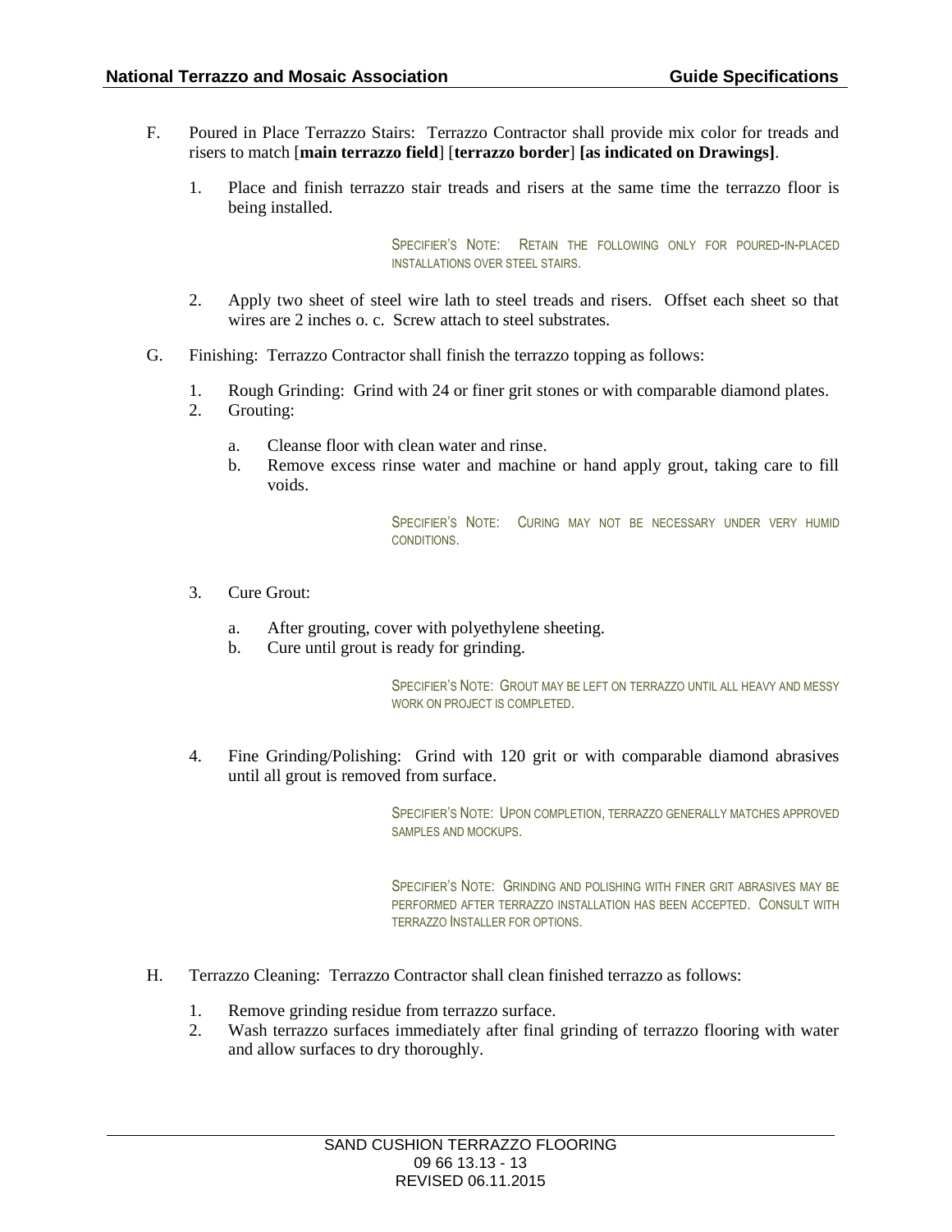F. Poured in Place Terrazzo Stairs: Terrazzo Contractor shall provide mix color for treads and risers to match [**main terrazzo field**] [**terrazzo border**] **[as indicated on Drawings]**.

1. Place and finish terrazzo stair treads and risers at the same time the terrazzo floor is being installed.

SPECIFIER'S NOTE: RETAIN THE FOLLOWING ONLY FOR POURED-IN-PLACED INSTALLATIONS OVER STEEL STAIRS.

2. Apply two sheet of steel wire lath to steel treads and risers. Offset each sheet so that wires are 2 inches o. c. Screw attach to steel substrates.

G. Finishing: Terrazzo Contractor shall finish the terrazzo topping as follows:

1. Rough Grinding: Grind with 24 or finer grit stones or with comparable diamond plates.
2. Grouting:
   a. Cleanse floor with clean water and rinse.
   b. Remove excess rinse water and machine or hand apply grout, taking care to fill voids.

SPECIFIER'S NOTE: CURING MAY NOT BE NECESSARY UNDER VERY HUMID CONDITIONS.

3. Cure Grout:
   a. After grouting, cover with polyethylene sheeting.
   b. Cure until grout is ready for grinding.

SPECIFIER'S NOTE: GROUT MAY BE LEFT ON TERRAZZO UNTIL ALL HEAVY AND MESSY WORK ON PROJECT IS COMPLETED.

4. Fine Grinding/Polishing: Grind with 120 grit or with comparable diamond abrasives until all grout is removed from surface.

SPECIFIER'S NOTE: UPON COMPLETION, TERRAZZO GENERALLY MATCHES APPROVED SAMPLES AND MOCKUPS.

SPECIFIER'S NOTE: GRINDING AND POLISHING WITH FINER GRIT ABRASIVES MAY BE PERFORMED AFTER TERRAZZO INSTALLATION HAS BEEN ACCEPTED. CONSULT WITH TERRAZZO INSTALLER FOR OPTIONS.

H. Terrazzo Cleaning: Terrazzo Contractor shall clean finished terrazzo as follows:

1. Remove grinding residue from terrazzo surface.
2. Wash terrazzo surfaces immediately after final grinding of terrazzo flooring with water and allow surfaces to dry thoroughly.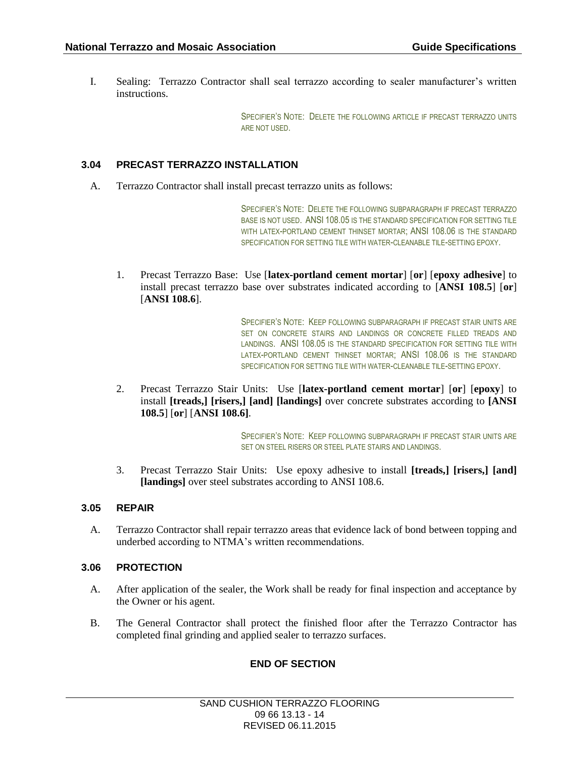I. Sealing: Terrazzo Contractor shall seal terrazzo according to sealer manufacturer's written instructions.

SPECIFIER'S NOTE: DELETE THE FOLLOWING ARTICLE IF PRECAST TERRAZZO UNITS ARE NOT USED.

### 3.04 PRECAST TERRAZZO INSTALLATION

A. Terrazzo Contractor shall install precast terrazzo units as follows:

SPECIFIER'S NOTE: DELETE THE FOLLOWING SUBPARAGRAPH IF PRECAST TERRAZZO BASE IS NOT USED. ANSI 108.05 IS THE STANDARD SPECIFICATION FOR SETTING TILE WITH LATEX-PORTLAND CEMENT THINSET MORTAR; ANSI 108.06 IS THE STANDARD SPECIFICATION FOR SETTING TILE WITH WATER-CLEANABLE TILE-SETTING EPOXY.

1. Precast Terrazzo Base: Use [**latex-portland cement mortar**] [**or**] [**epoxy adhesive**] to install precast terrazzo base over substrates indicated according to [**ANSI 108.5**] [**or**] [**ANSI 108.6**].

SPECIFIER'S NOTE: KEEP FOLLOWING SUBPARAGRAPH IF PRECAST STAIR UNITS ARE SET ON CONCRETE STAIRS AND LANDINGS OR CONCRETE FILLED TREADS AND LANDINGS. ANSI 108.05 IS THE STANDARD SPECIFICATION FOR SETTING TILE WITH LATEX-PORTLAND CEMENT THINSET MORTAR; ANSI 108.06 IS THE STANDARD SPECIFICATION FOR SETTING TILE WITH WATER-CLEANABLE TILE-SETTING EPOXY.

2. Precast Terrazzo Stair Units: Use [**latex-portland cement mortar**] [**or**] [**epoxy**] to install **[treads,] [risers,] [and] [landings]** over concrete substrates according to **[ANSI 108.5**] [**or**] [**ANSI 108.6]**.

SPECIFIER'S NOTE: KEEP FOLLOWING SUBPARAGRAPH IF PRECAST STAIR UNITS ARE SET ON STEEL RISERS OR STEEL PLATE STAIRS AND LANDINGS.

3. Precast Terrazzo Stair Units: Use epoxy adhesive to install **[treads,] [risers,] [and] [landings]** over steel substrates according to ANSI 108.6.

### 3.05 REPAIR

A. Terrazzo Contractor shall repair terrazzo areas that evidence lack of bond between topping and underbed according to NTMA's written recommendations.

### 3.06 PROTECTION

A. After application of the sealer, the Work shall be ready for final inspection and acceptance by the Owner or his agent.

B. The General Contractor shall protect the finished floor after the Terrazzo Contractor has completed final grinding and applied sealer to terrazzo surfaces.

**END OF SECTION**